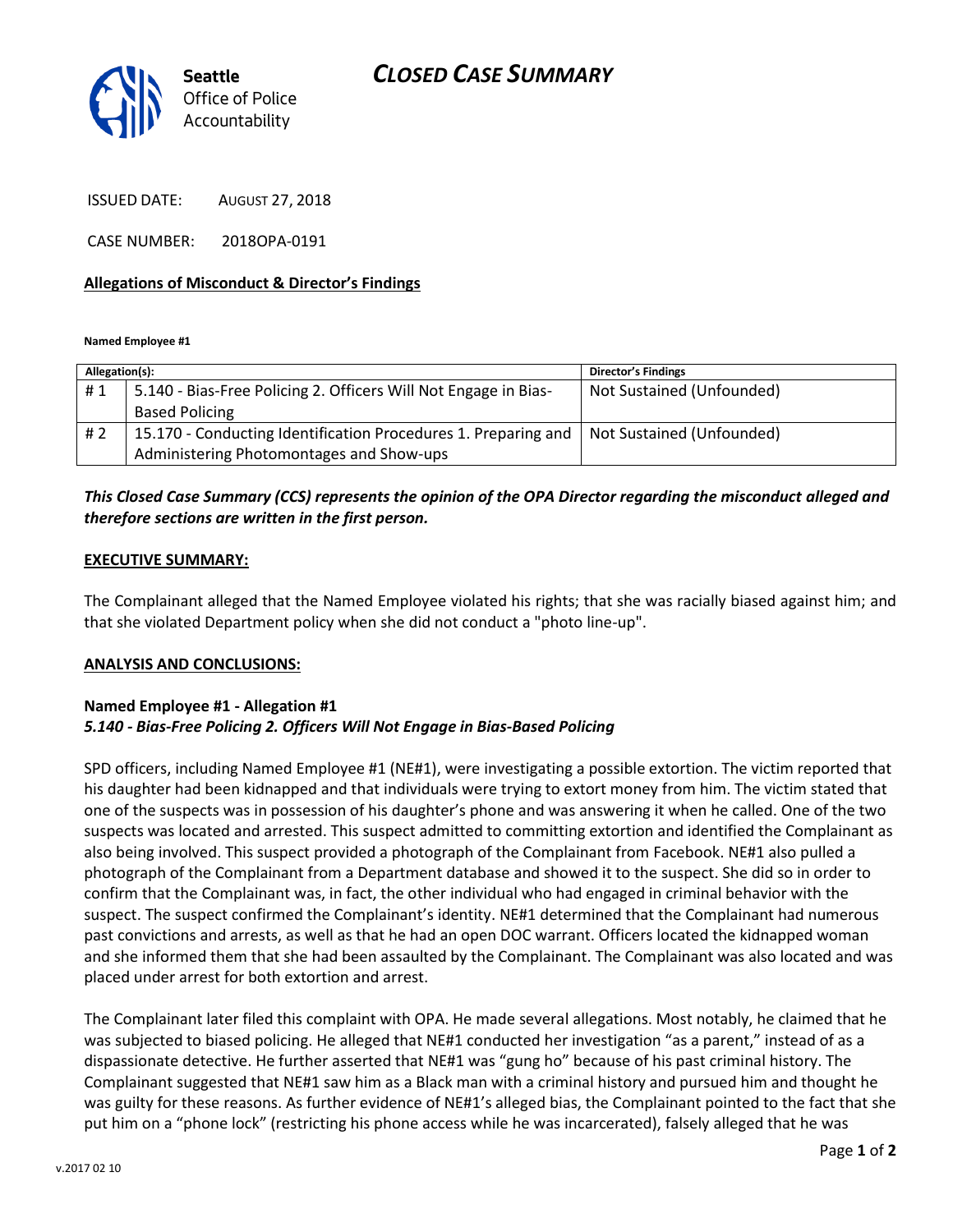# CLOSED CASE SUMMARY

Seattle Office of Police Accountability

ISSUED DATE: AUGUST 27, 2018

CASE NUMBER: 2018OPA-0191

**Allegations of Misconduct & Director's Findings**

**Named Employee #1**

| Allegation(s): | | Director's Findings |
|---|---|---|
| # 1 | 5.140 - Bias-Free Policing 2. Officers Will Not Engage in Bias-Based Policing | Not Sustained (Unfounded) |
| # 2 | 15.170 - Conducting Identification Procedures 1. Preparing and Administering Photomontages and Show-ups | Not Sustained (Unfounded) |

***This Closed Case Summary (CCS) represents the opinion of the OPA Director regarding the misconduct alleged and therefore sections are written in the first person.***

**EXECUTIVE SUMMARY:**

The Complainant alleged that the Named Employee violated his rights; that she was racially biased against him; and that she violated Department policy when she did not conduct a "photo line-up".

**ANALYSIS AND CONCLUSIONS:**

**Named Employee #1 - Allegation #1**
***5.140 - Bias-Free Policing 2. Officers Will Not Engage in Bias-Based Policing***

SPD officers, including Named Employee #1 (NE#1), were investigating a possible extortion. The victim reported that his daughter had been kidnapped and that individuals were trying to extort money from him. The victim stated that one of the suspects was in possession of his daughter's phone and was answering it when he called. One of the two suspects was located and arrested. This suspect admitted to committing extortion and identified the Complainant as also being involved. This suspect provided a photograph of the Complainant from Facebook. NE#1 also pulled a photograph of the Complainant from a Department database and showed it to the suspect. She did so in order to confirm that the Complainant was, in fact, the other individual who had engaged in criminal behavior with the suspect. The suspect confirmed the Complainant's identity. NE#1 determined that the Complainant had numerous past convictions and arrests, as well as that he had an open DOC warrant. Officers located the kidnapped woman and she informed them that she had been assaulted by the Complainant. The Complainant was also located and was placed under arrest for both extortion and arrest.

The Complainant later filed this complaint with OPA. He made several allegations. Most notably, he claimed that he was subjected to biased policing. He alleged that NE#1 conducted her investigation "as a parent," instead of as a dispassionate detective. He further asserted that NE#1 was "gung ho" because of his past criminal history. The Complainant suggested that NE#1 saw him as a Black man with a criminal history and pursued him and thought he was guilty for these reasons. As further evidence of NE#1's alleged bias, the Complainant pointed to the fact that she put him on a "phone lock" (restricting his phone access while he was incarcerated), falsely alleged that he was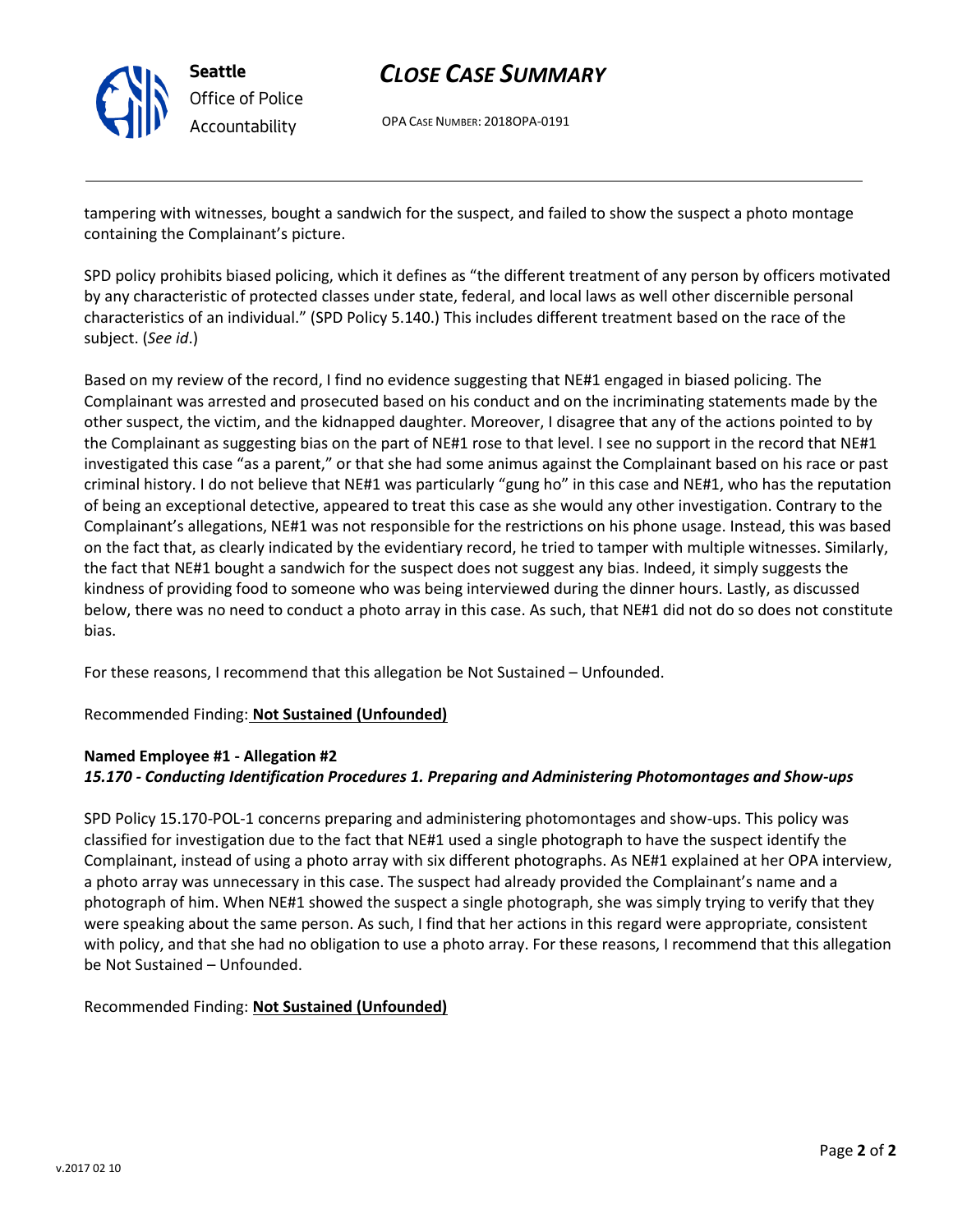tampering with witnesses, bought a sandwich for the suspect, and failed to show the suspect a photo montage containing the Complainant's picture.

SPD policy prohibits biased policing, which it defines as "the different treatment of any person by officers motivated by any characteristic of protected classes under state, federal, and local laws as well other discernible personal characteristics of an individual." (SPD Policy 5.140.) This includes different treatment based on the race of the subject. (*See id*.)

Based on my review of the record, I find no evidence suggesting that NE#1 engaged in biased policing. The Complainant was arrested and prosecuted based on his conduct and on the incriminating statements made by the other suspect, the victim, and the kidnapped daughter. Moreover, I disagree that any of the actions pointed to by the Complainant as suggesting bias on the part of NE#1 rose to that level. I see no support in the record that NE#1 investigated this case "as a parent," or that she had some animus against the Complainant based on his race or past criminal history. I do not believe that NE#1 was particularly "gung ho" in this case and NE#1, who has the reputation of being an exceptional detective, appeared to treat this case as she would any other investigation. Contrary to the Complainant's allegations, NE#1 was not responsible for the restrictions on his phone usage. Instead, this was based on the fact that, as clearly indicated by the evidentiary record, he tried to tamper with multiple witnesses. Similarly, the fact that NE#1 bought a sandwich for the suspect does not suggest any bias. Indeed, it simply suggests the kindness of providing food to someone who was being interviewed during the dinner hours. Lastly, as discussed below, there was no need to conduct a photo array in this case. As such, that NE#1 did not do so does not constitute bias.

For these reasons, I recommend that this allegation be Not Sustained – Unfounded.

Recommended Finding: **Not Sustained (Unfounded)**

**Named Employee #1 - Allegation #2**
***15.170 - Conducting Identification Procedures 1. Preparing and Administering Photomontages and Show-ups***

SPD Policy 15.170-POL-1 concerns preparing and administering photomontages and show-ups. This policy was classified for investigation due to the fact that NE#1 used a single photograph to have the suspect identify the Complainant, instead of using a photo array with six different photographs. As NE#1 explained at her OPA interview, a photo array was unnecessary in this case. The suspect had already provided the Complainant's name and a photograph of him. When NE#1 showed the suspect a single photograph, she was simply trying to verify that they were speaking about the same person. As such, I find that her actions in this regard were appropriate, consistent with policy, and that she had no obligation to use a photo array. For these reasons, I recommend that this allegation be Not Sustained – Unfounded.

Recommended Finding: **Not Sustained (Unfounded)**